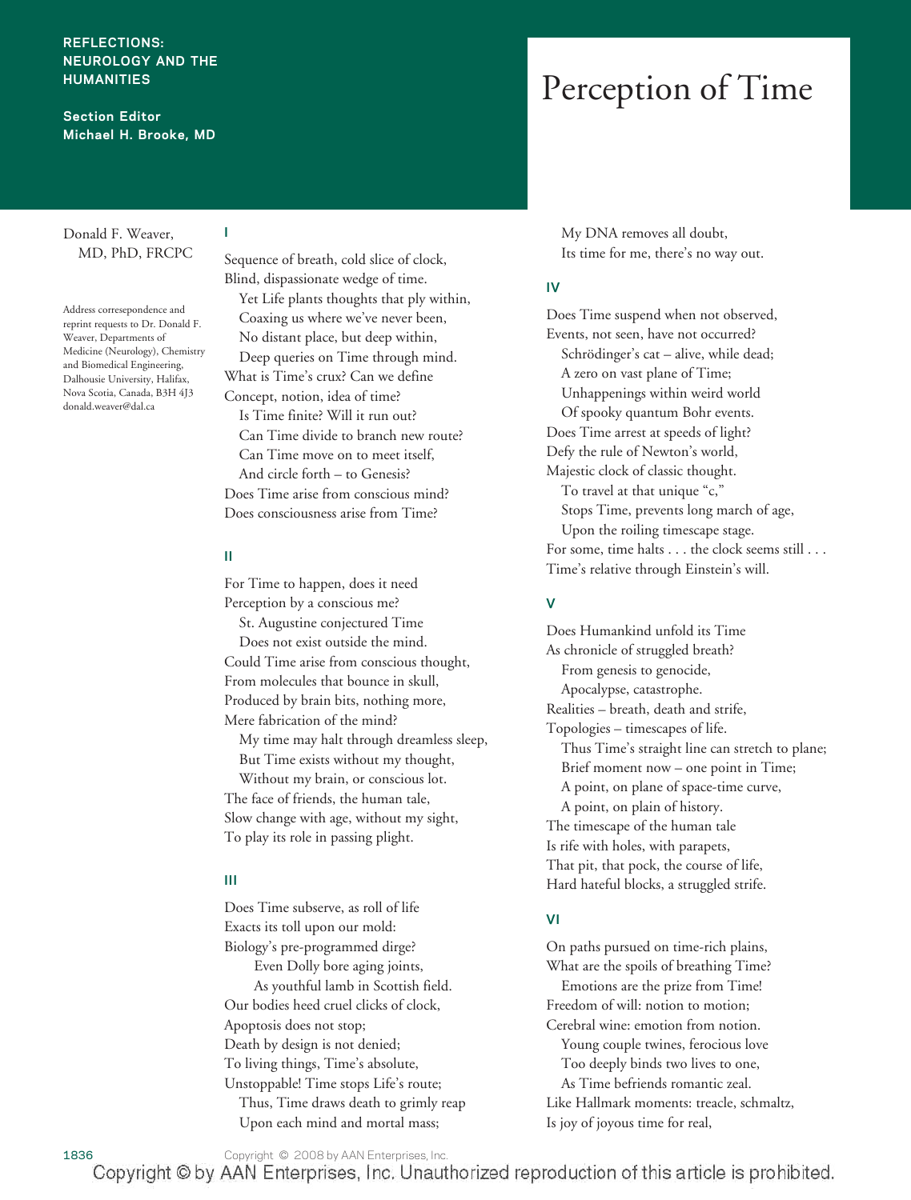REFLECTIONS: NEUROLOGY AND THE HUMANITIES

Section Editor
Michael H. Brooke, MD

# Perception of Time

Donald F. Weaver, MD, PhD, FRCPC

Address correspondence and reprint requests to Dr. Donald F. Weaver, Departments of Medicine (Neurology), Chemistry and Biomedical Engineering, Dalhousie University, Halifax, Nova Scotia, Canada, B3H 4J3
donald.weaver@dal.ca

## I

Sequence of breath, cold slice of clock,
Blind, dispassionate wedge of time.
  Yet Life plants thoughts that ply within,
  Coaxing us where we've never been,
  No distant place, but deep within,
  Deep queries on Time through mind.
What is Time's crux? Can we define
Concept, notion, idea of time?
  Is Time finite? Will it run out?
  Can Time divide to branch new route?
  Can Time move on to meet itself,
  And circle forth – to Genesis?
Does Time arise from conscious mind?
Does consciousness arise from Time?

## II

For Time to happen, does it need
Perception by a conscious me?
  St. Augustine conjectured Time
  Does not exist outside the mind.
Could Time arise from conscious thought,
From molecules that bounce in skull,
Produced by brain bits, nothing more,
Mere fabrication of the mind?
  My time may halt through dreamless sleep,
  But Time exists without my thought,
  Without my brain, or conscious lot.
The face of friends, the human tale,
Slow change with age, without my sight,
To play its role in passing plight.

## III

Does Time subserve, as roll of life
Exacts its toll upon our mold:
Biology's pre-programmed dirge?
    Even Dolly bore aging joints,
    As youthful lamb in Scottish field.
Our bodies heed cruel clicks of clock,
Apoptosis does not stop;
Death by design is not denied;
To living things, Time's absolute,
Unstoppable! Time stops Life's route;
  Thus, Time draws death to grimly reap
  Upon each mind and mortal mass;
  My DNA removes all doubt,
  Its time for me, there's no way out.

## IV

Does Time suspend when not observed,
Events, not seen, have not occurred?
  Schrödinger's cat – alive, while dead;
  A zero on vast plane of Time;
  Unhappenings within weird world
  Of spooky quantum Bohr events.
Does Time arrest at speeds of light?
Defy the rule of Newton's world,
Majestic clock of classic thought.
  To travel at that unique "c,"
  Stops Time, prevents long march of age,
  Upon the roiling timescape stage.
For some, time halts . . . the clock seems still . . .
Time's relative through Einstein's will.

## V

Does Humankind unfold its Time
As chronicle of struggled breath?
  From genesis to genocide,
  Apocalypse, catastrophe.
Realities – breath, death and strife,
Topologies – timescapes of life.
  Thus Time's straight line can stretch to plane;
  Brief moment now – one point in Time;
  A point, on plane of space-time curve,
  A point, on plain of history.
The timescape of the human tale
Is rife with holes, with parapets,
That pit, that pock, the course of life,
Hard hateful blocks, a struggled strife.

## VI

On paths pursued on time-rich plains,
What are the spoils of breathing Time?
  Emotions are the prize from Time!
Freedom of will: notion to motion;
Cerebral wine: emotion from notion.
  Young couple twines, ferocious love
  Too deeply binds two lives to one,
  As Time befriends romantic zeal.
Like Hallmark moments: treacle, schmaltz,
Is joy of joyous time for real,

Copyright © 2008 by AAN Enterprises, Inc.

Copyright © by AAN Enterprises, Inc. Unauthorized reproduction of this article is prohibited.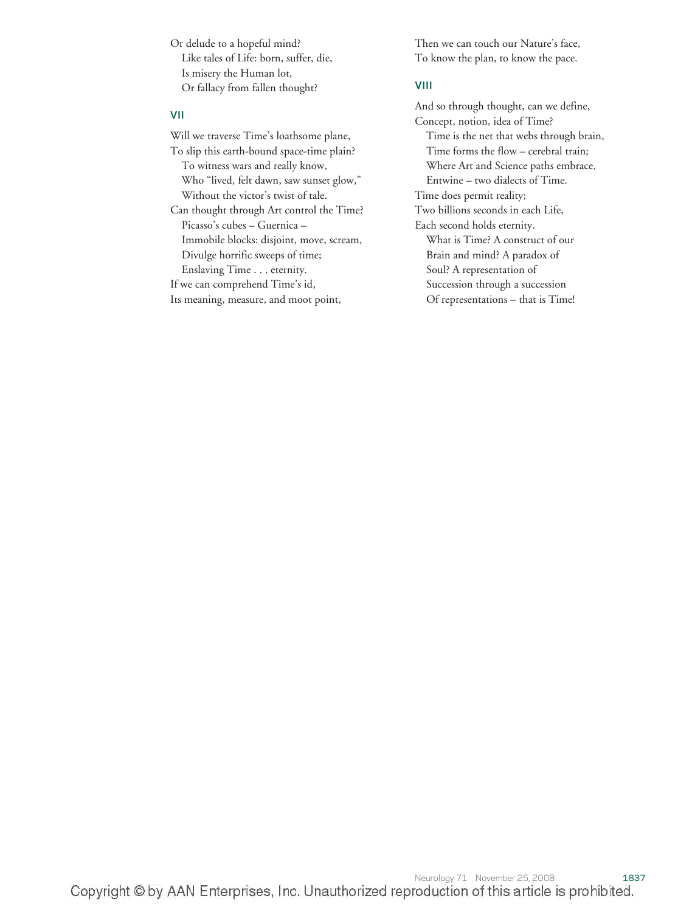Or delude to a hopeful mind?
  Like tales of Life: born, suffer, die,
  Is misery the Human lot,
  Or fallacy from fallen thought?

## VII

Will we traverse Time's loathsome plane,
To slip this earth-bound space-time plain?
  To witness wars and really know,
  Who "lived, felt dawn, saw sunset glow,"
  Without the victor's twist of tale.
Can thought through Art control the Time?
  Picasso's cubes – Guernica –
  Immobile blocks: disjoint, move, scream,
  Divulge horrific sweeps of time;
  Enslaving Time . . . eternity.
If we can comprehend Time's id,
Its meaning, measure, and moot point,
Then we can touch our Nature's face,
To know the plan, to know the pace.

## VIII

And so through thought, can we define,
Concept, notion, idea of Time?
  Time is the net that webs through brain,
  Time forms the flow – cerebral train;
  Where Art and Science paths embrace,
  Entwine – two dialects of Time.
Time does permit reality;
Two billions seconds in each Life,
Each second holds eternity.
  What is Time? A construct of our
  Brain and mind? A paradox of
  Soul? A representation of
  Succession through a succession
  Of representations – that is Time!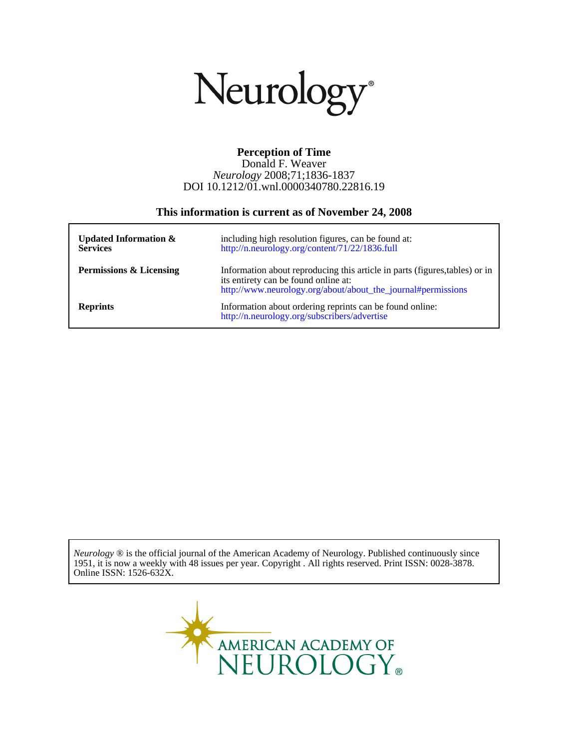# Neurology®

**Perception of Time**
Donald F. Weaver
*Neurology* 2008;71;1836-1837
DOI 10.1212/01.wnl.0000340780.22816.19

**This information is current as of November 24, 2008**

| | |
|---|---|
| **Updated Information & Services** | including high resolution figures, can be found at: http://n.neurology.org/content/71/22/1836.full |
| **Permissions & Licensing** | Information about reproducing this article in parts (figures,tables) or in its entirety can be found online at: http://www.neurology.org/about/about_the_journal#permissions |
| **Reprints** | Information about ordering reprints can be found online: http://n.neurology.org/subscribers/advertise |

*Neurology* ® is the official journal of the American Academy of Neurology. Published continuously since 1951, it is now a weekly with 48 issues per year. Copyright . All rights reserved. Print ISSN: 0028-3878. Online ISSN: 1526-632X.

AMERICAN ACADEMY OF NEUROLOGY®